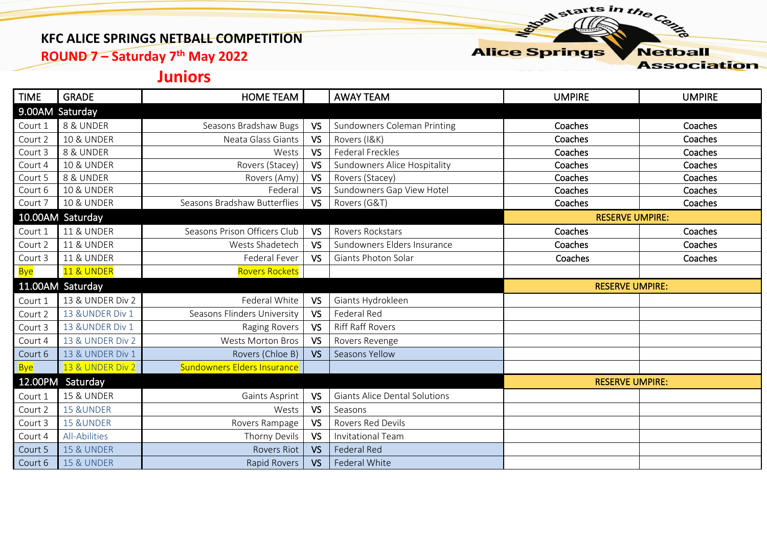# KFC ALICE SPRINGS NETBALL COMPETITION

## ROUND 7 – Saturday 7th May 2022

## Juniors

Netball starts in the Centre
Alice Springs Netball Association

| TIME | GRADE | HOME TEAM | | AWAY TEAM | UMPIRE | UMPIRE |
|---|---|---|---|---|---|---|
| 9.00AM | Saturday | | | | | |
| Court 1 | 8 & UNDER | Seasons Bradshaw Bugs | VS | Sundowners Coleman Printing | Coaches | Coaches |
| Court 2 | 10 & UNDER | Neata Glass Giants | VS | Rovers (I&K) | Coaches | Coaches |
| Court 3 | 8 & UNDER | Wests | VS | Federal Freckles | Coaches | Coaches |
| Court 4 | 10 & UNDER | Rovers (Stacey) | VS | Sundowners Alice Hospitality | Coaches | Coaches |
| Court 5 | 8 & UNDER | Rovers (Amy) | VS | Rovers (Stacey) | Coaches | Coaches |
| Court 6 | 10 & UNDER | Federal | VS | Sundowners Gap View Hotel | Coaches | Coaches |
| Court 7 | 10 & UNDER | Seasons Bradshaw Butterflies | VS | Rovers (G&T) | Coaches | Coaches |
| 10.00AM | Saturday | | | | RESERVE UMPIRE: | |
| Court 1 | 11 & UNDER | Seasons Prison Officers Club | VS | Rovers Rockstars | Coaches | Coaches |
| Court 2 | 11 & UNDER | Wests Shadetech | VS | Sundowners Elders Insurance | Coaches | Coaches |
| Court 3 | 11 & UNDER | Federal Fever | VS | Giants Photon Solar | Coaches | Coaches |
| Bye | 11 & UNDER | Rovers Rockets | | | | |
| 11.00AM | Saturday | | | | RESERVE UMPIRE: | |
| Court 1 | 13 & UNDER Div 2 | Federal White | VS | Giants Hydrokleen | | |
| Court 2 | 13 &UNDER Div 1 | Seasons Flinders University | VS | Federal Red | | |
| Court 3 | 13 &UNDER Div 1 | Raging Rovers | VS | Riff Raff Rovers | | |
| Court 4 | 13 & UNDER Div 2 | Wests Morton Bros | VS | Rovers Revenge | | |
| Court 6 | 13 & UNDER Div 1 | Rovers (Chloe B) | VS | Seasons Yellow | | |
| Bye | 13 & UNDER Div 2 | Sundowners Elders Insurance | | | | |
| 12.00PM | Saturday | | | | RESERVE UMPIRE: | |
| Court 1 | 15 & UNDER | Gaints Asprint | VS | Giants Alice Dental Solutions | | |
| Court 2 | 15 &UNDER | Wests | VS | Seasons | | |
| Court 3 | 15 &UNDER | Rovers Rampage | VS | Rovers Red Devils | | |
| Court 4 | All-Abilities | Thorny Devils | VS | Invitational Team | | |
| Court 5 | 15 & UNDER | Rovers Riot | VS | Federal Red | | |
| Court 6 | 15 & UNDER | Rapid Rovers | VS | Federal White | | |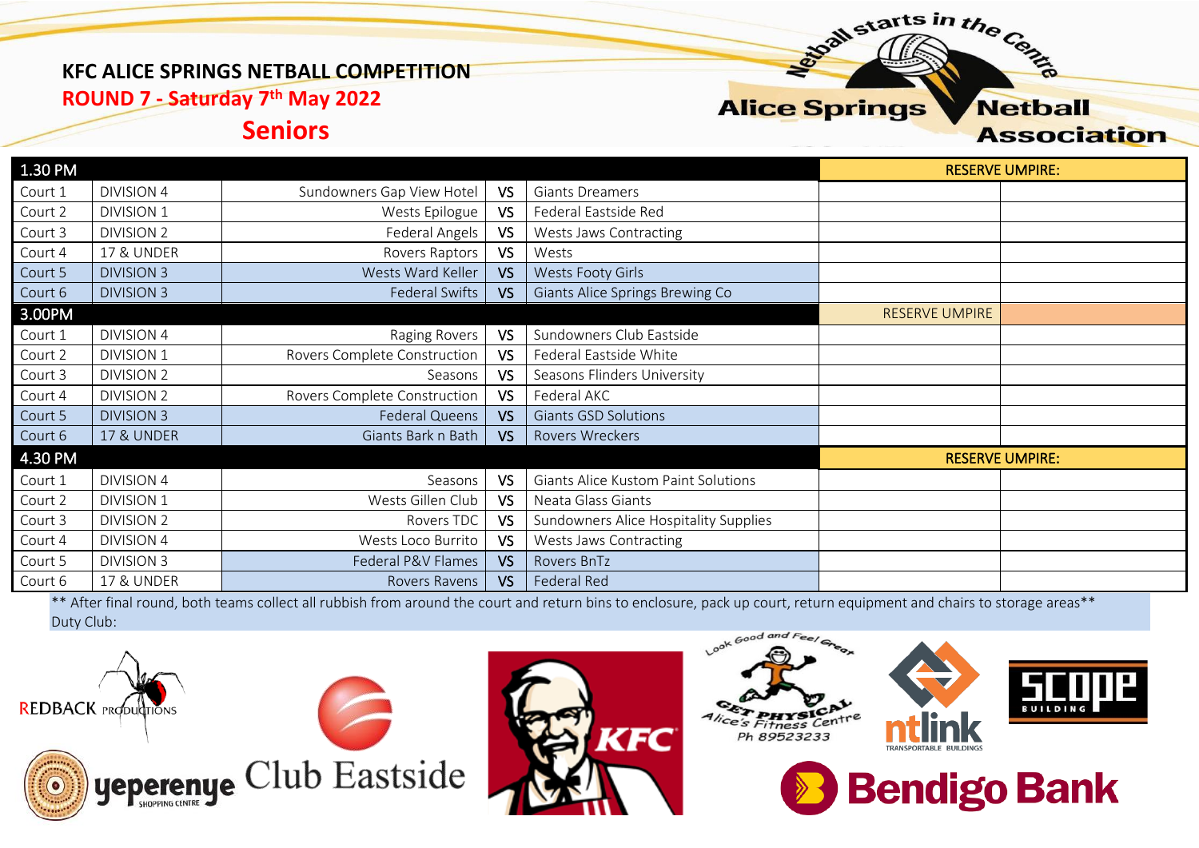**KFC ALICE SPRINGS NETBALL COMPETITION**

**ROUND 7 - Saturday 7th May 2022**

## Seniors

Netball starts in the Centre

Alice Springs Netball Association

| | | | | | | |
|---|---|---|---|---|---|---|
| **1.30 PM** | | | | | RESERVE UMPIRE: | |
| Court 1 | DIVISION 4 | Sundowners Gap View Hotel | VS | Giants Dreamers | | |
| Court 2 | DIVISION 1 | Wests Epilogue | VS | Federal Eastside Red | | |
| Court 3 | DIVISION 2 | Federal Angels | VS | Wests Jaws Contracting | | |
| Court 4 | 17 & UNDER | Rovers Raptors | VS | Wests | | |
| Court 5 | DIVISION 3 | Wests Ward Keller | VS | Wests Footy Girls | | |
| Court 6 | DIVISION 3 | Federal Swifts | VS | Giants Alice Springs Brewing Co | | |
| **3.00PM** | | | | | RESERVE UMPIRE | |
| Court 1 | DIVISION 4 | Raging Rovers | VS | Sundowners Club Eastside | | |
| Court 2 | DIVISION 1 | Rovers Complete Construction | VS | Federal Eastside White | | |
| Court 3 | DIVISION 2 | Seasons | VS | Seasons Flinders University | | |
| Court 4 | DIVISION 2 | Rovers Complete Construction | VS | Federal AKC | | |
| Court 5 | DIVISION 3 | Federal Queens | VS | Giants GSD Solutions | | |
| Court 6 | 17 & UNDER | Giants Bark n Bath | VS | Rovers Wreckers | | |
| **4.30 PM** | | | | | RESERVE UMPIRE: | |
| Court 1 | DIVISION 4 | Seasons | VS | Giants Alice Kustom Paint Solutions | | |
| Court 2 | DIVISION 1 | Wests Gillen Club | VS | Neata Glass Giants | | |
| Court 3 | DIVISION 2 | Rovers TDC | VS | Sundowners Alice Hospitality Supplies | | |
| Court 4 | DIVISION 4 | Wests Loco Burrito | VS | Wests Jaws Contracting | | |
| Court 5 | DIVISION 3 | Federal P&V Flames | VS | Rovers BnTz | | |
| Court 6 | 17 & UNDER | Rovers Ravens | VS | Federal Red | | |

** After final round, both teams collect all rubbish from around the court and return bins to enclosure, pack up court, return equipment and chairs to storage areas**

Duty Club:

REDBACK PRODUCTIONS

yeperenye SHOPPING CENTRE

Club Eastside

KFC

Look Good and Feel Great — GET PHYSICAL Alice's Fitness Centre Ph 89523233

ntlink TRANSPORTABLE BUILDINGS

SCOPE BUILDING

Bendigo Bank